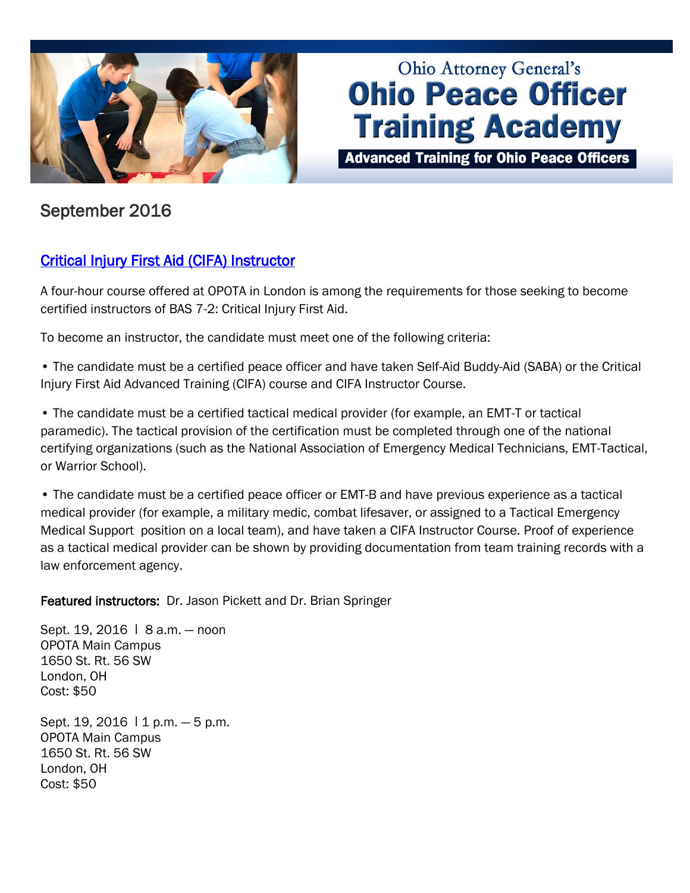Ohio Attorney General's

# Ohio Peace Officer Training Academy

**Advanced Training for Ohio Peace Officers**

## September 2016

### Critical Injury First Aid (CIFA) Instructor

A four-hour course offered at OPOTA in London is among the requirements for those seeking to become certified instructors of BAS 7-2: Critical Injury First Aid.

To become an instructor, the candidate must meet one of the following criteria:

• The candidate must be a certified peace officer and have taken Self-Aid Buddy-Aid (SABA) or the Critical Injury First Aid Advanced Training (CIFA) course and CIFA Instructor Course.

• The candidate must be a certified tactical medical provider (for example, an EMT-T or tactical paramedic). The tactical provision of the certification must be completed through one of the national certifying organizations (such as the National Association of Emergency Medical Technicians, EMT-Tactical, or Warrior School).

• The candidate must be a certified peace officer or EMT-B and have previous experience as a tactical medical provider (for example, a military medic, combat lifesaver, or assigned to a Tactical Emergency Medical Support position on a local team), and have taken a CIFA Instructor Course. Proof of experience as a tactical medical provider can be shown by providing documentation from team training records with a law enforcement agency.

**Featured instructors:** Dr. Jason Pickett and Dr. Brian Springer

Sept. 19, 2016 | 8 a.m. — noon
OPOTA Main Campus
1650 St. Rt. 56 SW
London, OH
Cost: $50

Sept. 19, 2016 | 1 p.m. — 5 p.m.
OPOTA Main Campus
1650 St. Rt. 56 SW
London, OH
Cost: $50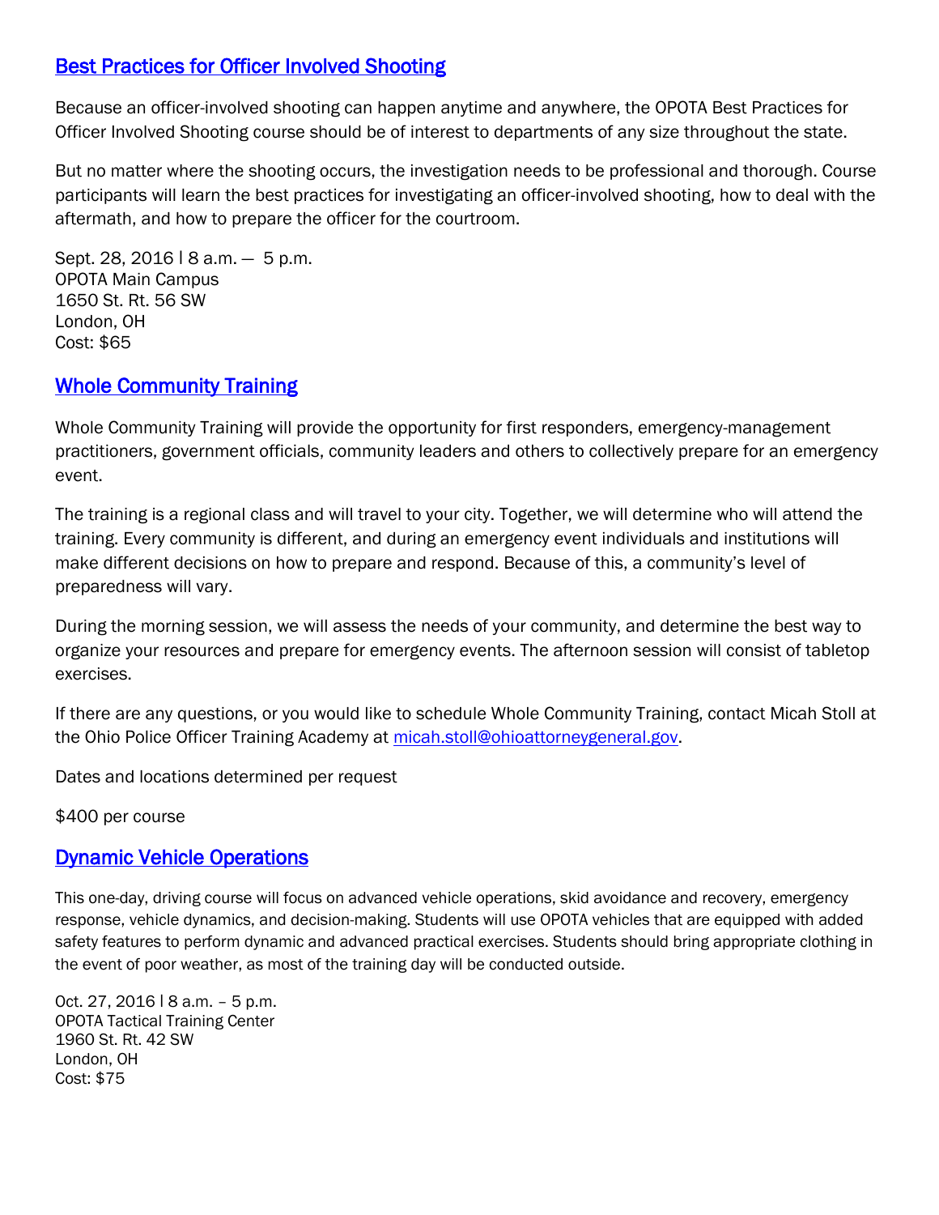## [Best Practices for Officer Involved Shooting]

Because an officer-involved shooting can happen anytime and anywhere, the OPOTA Best Practices for Officer Involved Shooting course should be of interest to departments of any size throughout the state.

But no matter where the shooting occurs, the investigation needs to be professional and thorough. Course participants will learn the best practices for investigating an officer-involved shooting, how to deal with the aftermath, and how to prepare the officer for the courtroom.

Sept. 28, 2016 | 8 a.m. — 5 p.m.
OPOTA Main Campus
1650 St. Rt. 56 SW
London, OH
Cost: $65

## [Whole Community Training]

Whole Community Training will provide the opportunity for first responders, emergency-management practitioners, government officials, community leaders and others to collectively prepare for an emergency event.

The training is a regional class and will travel to your city. Together, we will determine who will attend the training. Every community is different, and during an emergency event individuals and institutions will make different decisions on how to prepare and respond. Because of this, a community's level of preparedness will vary.

During the morning session, we will assess the needs of your community, and determine the best way to organize your resources and prepare for emergency events. The afternoon session will consist of tabletop exercises.

If there are any questions, or you would like to schedule Whole Community Training, contact Micah Stoll at the Ohio Police Officer Training Academy at micah.stoll@ohioattorneygeneral.gov.

Dates and locations determined per request

$400 per course

## [Dynamic Vehicle Operations]

This one-day, driving course will focus on advanced vehicle operations, skid avoidance and recovery, emergency response, vehicle dynamics, and decision-making. Students will use OPOTA vehicles that are equipped with added safety features to perform dynamic and advanced practical exercises. Students should bring appropriate clothing in the event of poor weather, as most of the training day will be conducted outside.

Oct. 27, 2016 | 8 a.m. – 5 p.m.
OPOTA Tactical Training Center
1960 St. Rt. 42 SW
London, OH
Cost: $75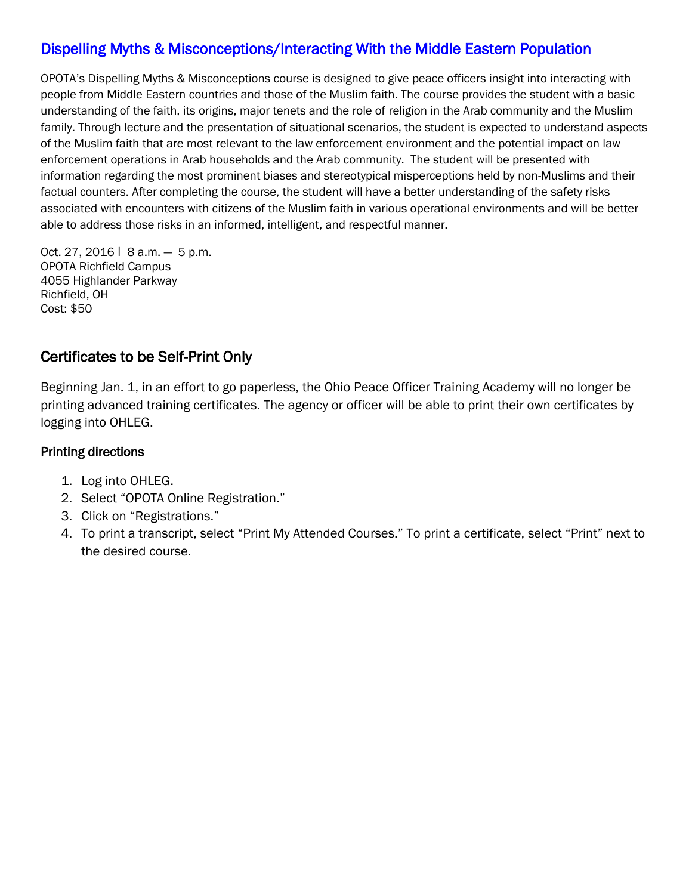## [Dispelling Myths & Misconceptions/Interacting With the Middle Eastern Population]

OPOTA's Dispelling Myths & Misconceptions course is designed to give peace officers insight into interacting with people from Middle Eastern countries and those of the Muslim faith. The course provides the student with a basic understanding of the faith, its origins, major tenets and the role of religion in the Arab community and the Muslim family. Through lecture and the presentation of situational scenarios, the student is expected to understand aspects of the Muslim faith that are most relevant to the law enforcement environment and the potential impact on law enforcement operations in Arab households and the Arab community. The student will be presented with information regarding the most prominent biases and stereotypical misperceptions held by non-Muslims and their factual counters. After completing the course, the student will have a better understanding of the safety risks associated with encounters with citizens of the Muslim faith in various operational environments and will be better able to address those risks in an informed, intelligent, and respectful manner.

Oct. 27, 2016 | 8 a.m. — 5 p.m.
OPOTA Richfield Campus
4055 Highlander Parkway
Richfield, OH
Cost: $50

## Certificates to be Self-Print Only

Beginning Jan. 1, in an effort to go paperless, the Ohio Peace Officer Training Academy will no longer be printing advanced training certificates. The agency or officer will be able to print their own certificates by logging into OHLEG.

### Printing directions

1. Log into OHLEG.
2. Select "OPOTA Online Registration."
3. Click on "Registrations."
4. To print a transcript, select "Print My Attended Courses." To print a certificate, select "Print" next to the desired course.